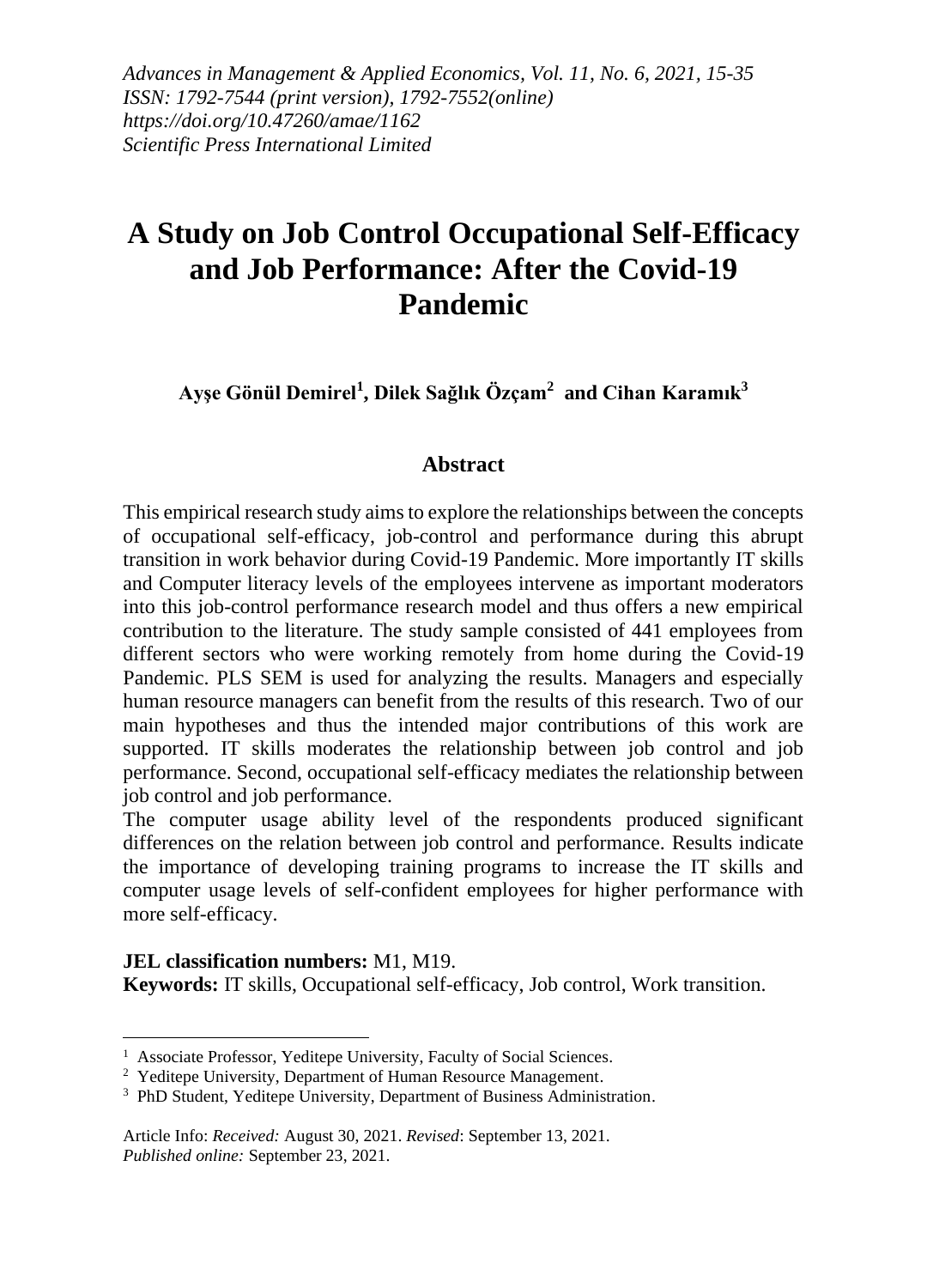*Advances in Management & Applied Economics, Vol. 11, No. 6, 2021, 15-35*
*ISSN: 1792-7544 (print version), 1792-7552(online)*
*https://doi.org/10.47260/amae/1162*
*Scientific Press International Limited*

# A Study on Job Control Occupational Self-Efficacy and Job Performance: After the Covid-19 Pandemic

**Ayşe Gönül Demirel[1], Dilek Sağlık Özçam[2] and Cihan Karamık[3]**

## Abstract

This empirical research study aims to explore the relationships between the concepts of occupational self-efficacy, job-control and performance during this abrupt transition in work behavior during Covid-19 Pandemic. More importantly IT skills and Computer literacy levels of the employees intervene as important moderators into this job-control performance research model and thus offers a new empirical contribution to the literature. The study sample consisted of 441 employees from different sectors who were working remotely from home during the Covid-19 Pandemic. PLS SEM is used for analyzing the results. Managers and especially human resource managers can benefit from the results of this research. Two of our main hypotheses and thus the intended major contributions of this work are supported. IT skills moderates the relationship between job control and job performance. Second, occupational self-efficacy mediates the relationship between job control and job performance.

The computer usage ability level of the respondents produced significant differences on the relation between job control and performance. Results indicate the importance of developing training programs to increase the IT skills and computer usage levels of self-confident employees for higher performance with more self-efficacy.

**JEL classification numbers:** M1, M19.
**Keywords:** IT skills, Occupational self-efficacy, Job control, Work transition.

---

[1] Associate Professor, Yeditepe University, Faculty of Social Sciences.
[2] Yeditepe University, Department of Human Resource Management.
[3] PhD Student, Yeditepe University, Department of Business Administration.

Article Info: *Received:* August 30, 2021. *Revised*: September 13, 2021.
*Published online:* September 23, 2021.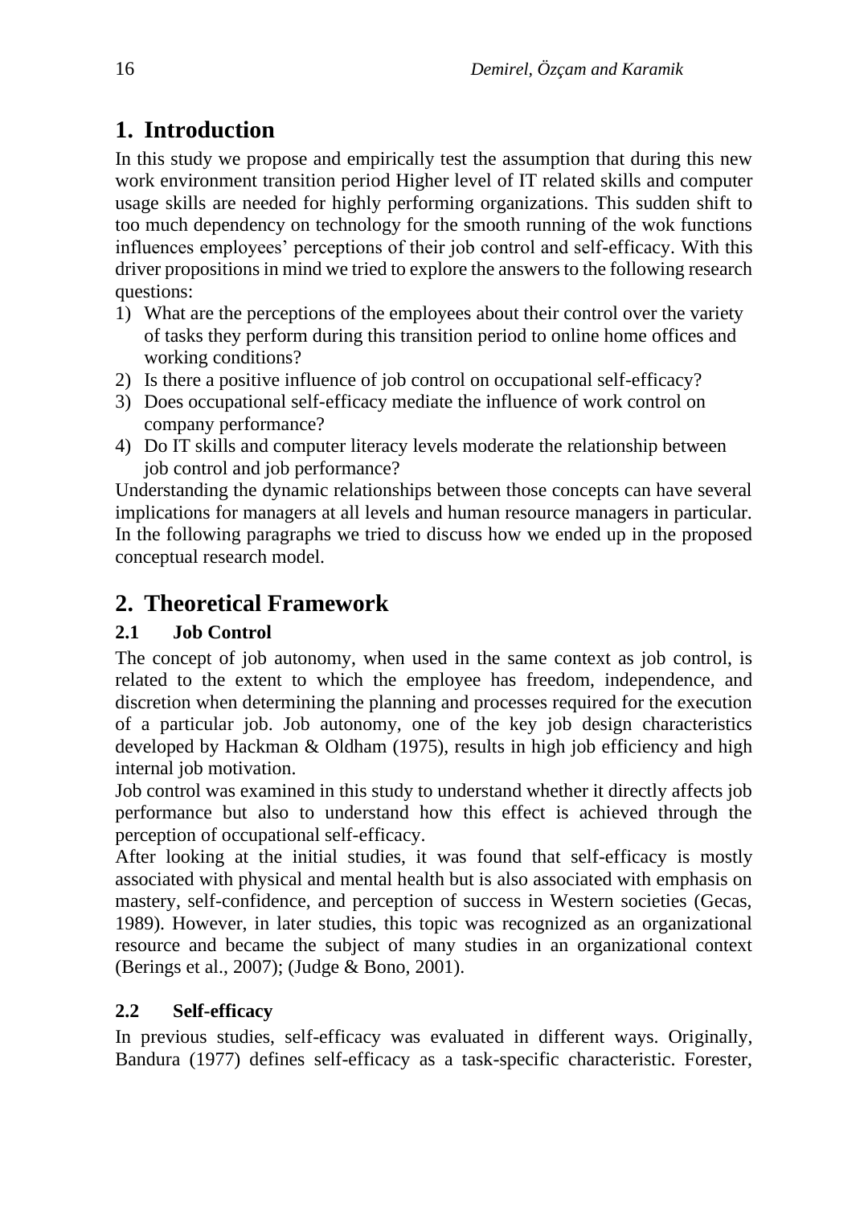# 1. Introduction

In this study we propose and empirically test the assumption that during this new work environment transition period Higher level of IT related skills and computer usage skills are needed for highly performing organizations. This sudden shift to too much dependency on technology for the smooth running of the wok functions influences employees' perceptions of their job control and self-efficacy. With this driver propositions in mind we tried to explore the answers to the following research questions:

1) What are the perceptions of the employees about their control over the variety of tasks they perform during this transition period to online home offices and working conditions?
2) Is there a positive influence of job control on occupational self-efficacy?
3) Does occupational self-efficacy mediate the influence of work control on company performance?
4) Do IT skills and computer literacy levels moderate the relationship between job control and job performance?

Understanding the dynamic relationships between those concepts can have several implications for managers at all levels and human resource managers in particular. In the following paragraphs we tried to discuss how we ended up in the proposed conceptual research model.

# 2. Theoretical Framework

## 2.1 Job Control

The concept of job autonomy, when used in the same context as job control, is related to the extent to which the employee has freedom, independence, and discretion when determining the planning and processes required for the execution of a particular job. Job autonomy, one of the key job design characteristics developed by Hackman & Oldham (1975), results in high job efficiency and high internal job motivation.

Job control was examined in this study to understand whether it directly affects job performance but also to understand how this effect is achieved through the perception of occupational self-efficacy.

After looking at the initial studies, it was found that self-efficacy is mostly associated with physical and mental health but is also associated with emphasis on mastery, self-confidence, and perception of success in Western societies (Gecas, 1989). However, in later studies, this topic was recognized as an organizational resource and became the subject of many studies in an organizational context (Berings et al., 2007); (Judge & Bono, 2001).

## 2.2 Self-efficacy

In previous studies, self-efficacy was evaluated in different ways. Originally, Bandura (1977) defines self-efficacy as a task-specific characteristic. Forester,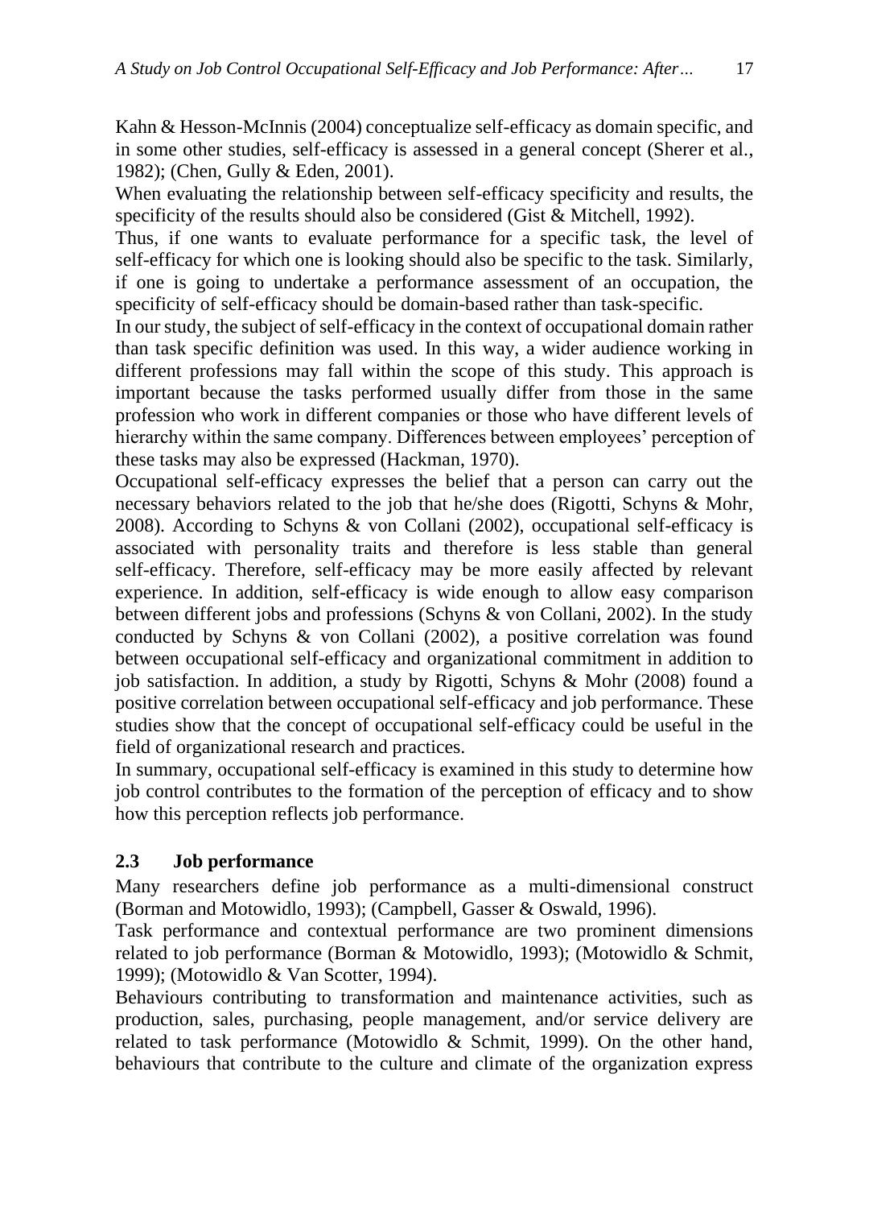Kahn & Hesson-McInnis (2004) conceptualize self-efficacy as domain specific, and in some other studies, self-efficacy is assessed in a general concept (Sherer et al., 1982); (Chen, Gully & Eden, 2001).

When evaluating the relationship between self-efficacy specificity and results, the specificity of the results should also be considered (Gist & Mitchell, 1992).

Thus, if one wants to evaluate performance for a specific task, the level of self-efficacy for which one is looking should also be specific to the task. Similarly, if one is going to undertake a performance assessment of an occupation, the specificity of self-efficacy should be domain-based rather than task-specific.

In our study, the subject of self-efficacy in the context of occupational domain rather than task specific definition was used. In this way, a wider audience working in different professions may fall within the scope of this study. This approach is important because the tasks performed usually differ from those in the same profession who work in different companies or those who have different levels of hierarchy within the same company. Differences between employees' perception of these tasks may also be expressed (Hackman, 1970).

Occupational self-efficacy expresses the belief that a person can carry out the necessary behaviors related to the job that he/she does (Rigotti, Schyns & Mohr, 2008). According to Schyns & von Collani (2002), occupational self-efficacy is associated with personality traits and therefore is less stable than general self-efficacy. Therefore, self-efficacy may be more easily affected by relevant experience. In addition, self-efficacy is wide enough to allow easy comparison between different jobs and professions (Schyns & von Collani, 2002). In the study conducted by Schyns & von Collani (2002), a positive correlation was found between occupational self-efficacy and organizational commitment in addition to job satisfaction. In addition, a study by Rigotti, Schyns & Mohr (2008) found a positive correlation between occupational self-efficacy and job performance. These studies show that the concept of occupational self-efficacy could be useful in the field of organizational research and practices.

In summary, occupational self-efficacy is examined in this study to determine how job control contributes to the formation of the perception of efficacy and to show how this perception reflects job performance.

### 2.3 Job performance

Many researchers define job performance as a multi-dimensional construct (Borman and Motowidlo, 1993); (Campbell, Gasser & Oswald, 1996).

Task performance and contextual performance are two prominent dimensions related to job performance (Borman & Motowidlo, 1993); (Motowidlo & Schmit, 1999); (Motowidlo & Van Scotter, 1994).

Behaviours contributing to transformation and maintenance activities, such as production, sales, purchasing, people management, and/or service delivery are related to task performance (Motowidlo & Schmit, 1999). On the other hand, behaviours that contribute to the culture and climate of the organization express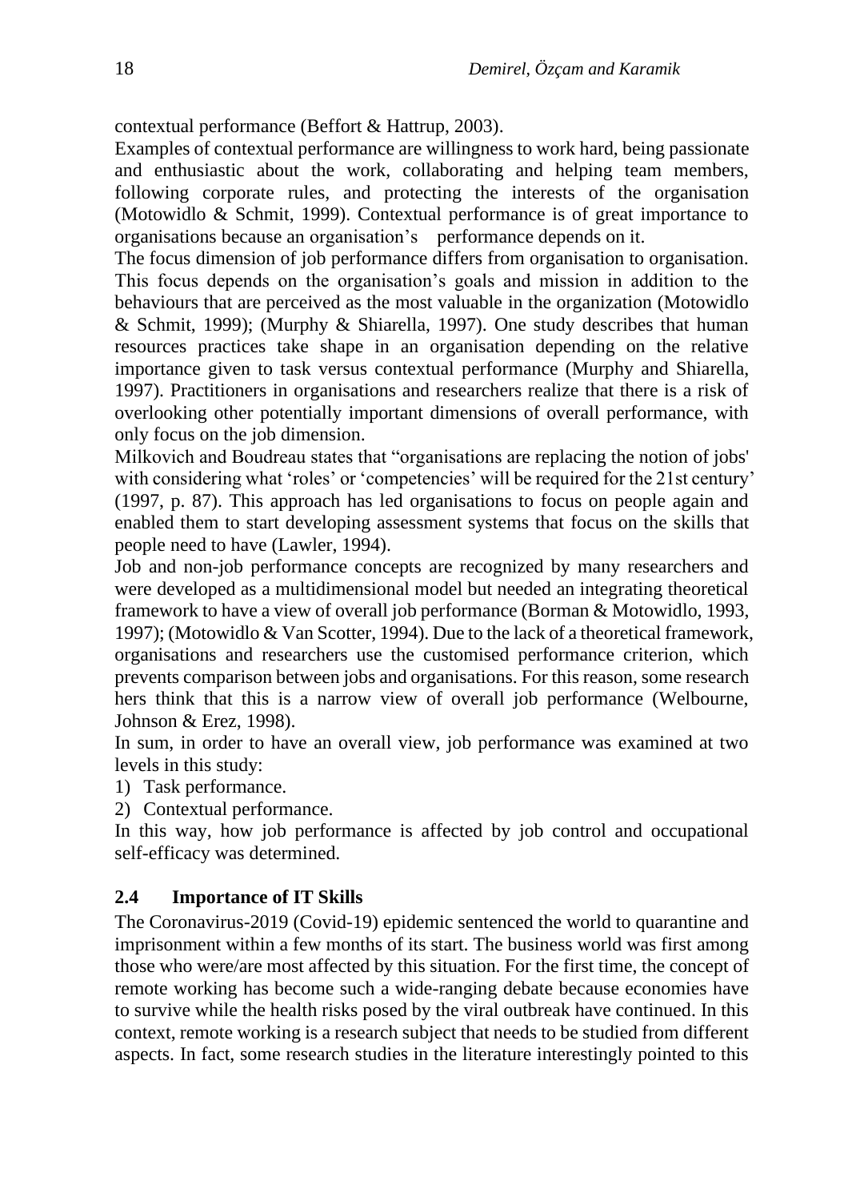contextual performance (Beffort & Hattrup, 2003).

Examples of contextual performance are willingness to work hard, being passionate and enthusiastic about the work, collaborating and helping team members, following corporate rules, and protecting the interests of the organisation (Motowidlo & Schmit, 1999). Contextual performance is of great importance to organisations because an organisation's performance depends on it.

The focus dimension of job performance differs from organisation to organisation. This focus depends on the organisation's goals and mission in addition to the behaviours that are perceived as the most valuable in the organization (Motowidlo & Schmit, 1999); (Murphy & Shiarella, 1997). One study describes that human resources practices take shape in an organisation depending on the relative importance given to task versus contextual performance (Murphy and Shiarella, 1997). Practitioners in organisations and researchers realize that there is a risk of overlooking other potentially important dimensions of overall performance, with only focus on the job dimension.

Milkovich and Boudreau states that "organisations are replacing the notion of jobs' with considering what 'roles' or 'competencies' will be required for the 21st century' (1997, p. 87). This approach has led organisations to focus on people again and enabled them to start developing assessment systems that focus on the skills that people need to have (Lawler, 1994).

Job and non-job performance concepts are recognized by many researchers and were developed as a multidimensional model but needed an integrating theoretical framework to have a view of overall job performance (Borman & Motowidlo, 1993, 1997); (Motowidlo & Van Scotter, 1994). Due to the lack of a theoretical framework, organisations and researchers use the customised performance criterion, which prevents comparison between jobs and organisations. For this reason, some research hers think that this is a narrow view of overall job performance (Welbourne, Johnson & Erez, 1998).

In sum, in order to have an overall view, job performance was examined at two levels in this study:

1) Task performance.
2) Contextual performance.

In this way, how job performance is affected by job control and occupational self-efficacy was determined.

## 2.4 Importance of IT Skills

The Coronavirus-2019 (Covid-19) epidemic sentenced the world to quarantine and imprisonment within a few months of its start. The business world was first among those who were/are most affected by this situation. For the first time, the concept of remote working has become such a wide-ranging debate because economies have to survive while the health risks posed by the viral outbreak have continued. In this context, remote working is a research subject that needs to be studied from different aspects. In fact, some research studies in the literature interestingly pointed to this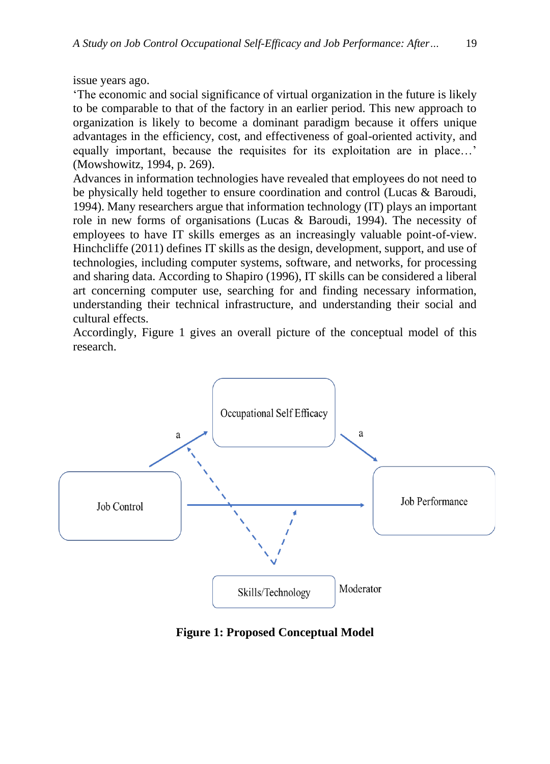issue years ago.

'The economic and social significance of virtual organization in the future is likely to be comparable to that of the factory in an earlier period. This new approach to organization is likely to become a dominant paradigm because it offers unique advantages in the efficiency, cost, and effectiveness of goal-oriented activity, and equally important, because the requisites for its exploitation are in place…' (Mowshowitz, 1994, p. 269).

Advances in information technologies have revealed that employees do not need to be physically held together to ensure coordination and control (Lucas & Baroudi, 1994). Many researchers argue that information technology (IT) plays an important role in new forms of organisations (Lucas & Baroudi, 1994). The necessity of employees to have IT skills emerges as an increasingly valuable point-of-view. Hinchcliffe (2011) defines IT skills as the design, development, support, and use of technologies, including computer systems, software, and networks, for processing and sharing data. According to Shapiro (1996), IT skills can be considered a liberal art concerning computer use, searching for and finding necessary information, understanding their technical infrastructure, and understanding their social and cultural effects.

Accordingly, Figure 1 gives an overall picture of the conceptual model of this research.

Occupational Self Efficacy

a

a

Job Control

Job Performance

Skills/Technology

Moderator

**Figure 1: Proposed Conceptual Model**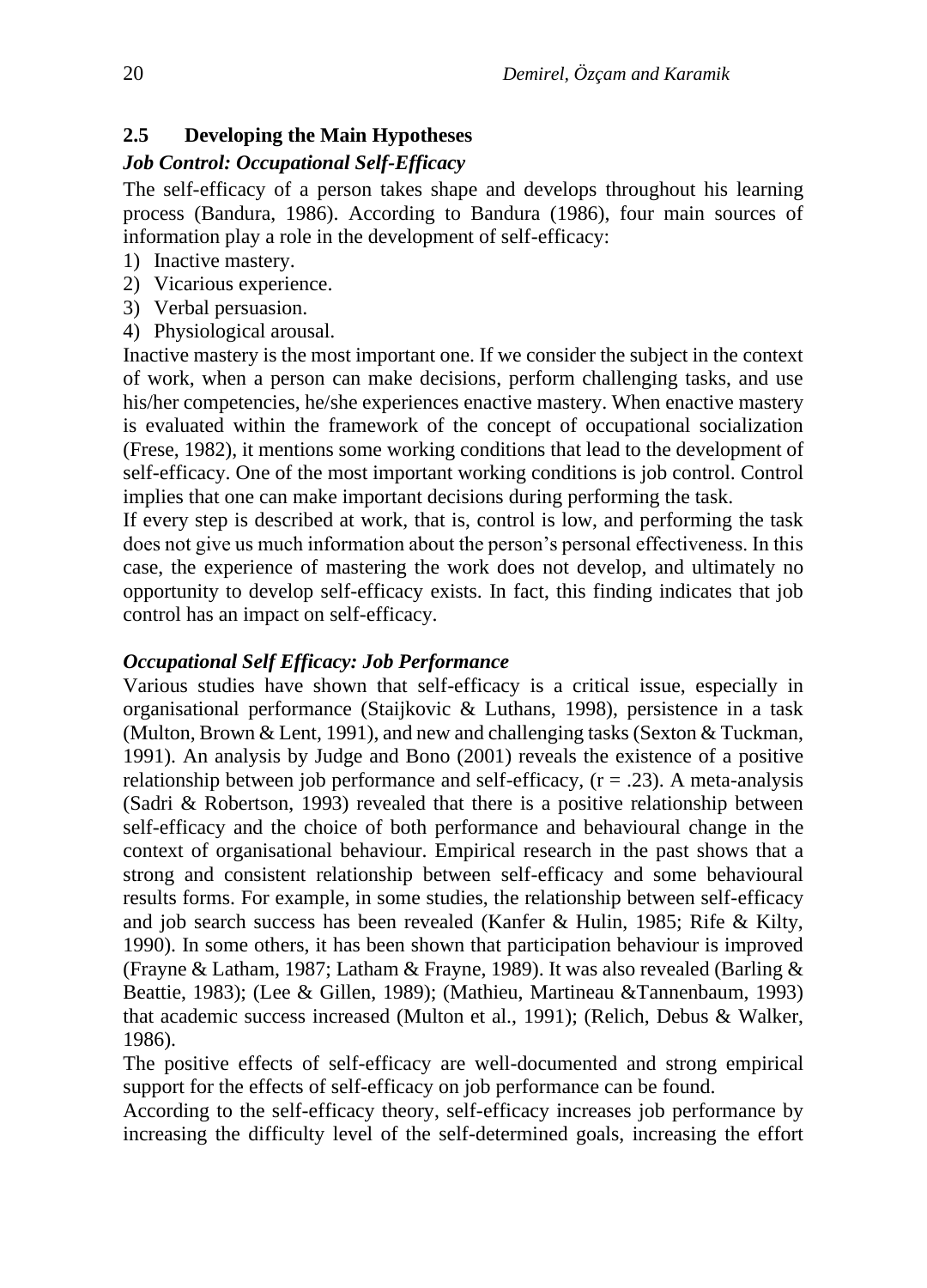### 2.5 Developing the Main Hypotheses

***Job Control: Occupational Self-Efficacy***

The self-efficacy of a person takes shape and develops throughout his learning process (Bandura, 1986). According to Bandura (1986), four main sources of information play a role in the development of self-efficacy:

1) Inactive mastery.
2) Vicarious experience.
3) Verbal persuasion.
4) Physiological arousal.

Inactive mastery is the most important one. If we consider the subject in the context of work, when a person can make decisions, perform challenging tasks, and use his/her competencies, he/she experiences enactive mastery. When enactive mastery is evaluated within the framework of the concept of occupational socialization (Frese, 1982), it mentions some working conditions that lead to the development of self-efficacy. One of the most important working conditions is job control. Control implies that one can make important decisions during performing the task.

If every step is described at work, that is, control is low, and performing the task does not give us much information about the person's personal effectiveness. In this case, the experience of mastering the work does not develop, and ultimately no opportunity to develop self-efficacy exists. In fact, this finding indicates that job control has an impact on self-efficacy.

***Occupational Self Efficacy: Job Performance***

Various studies have shown that self-efficacy is a critical issue, especially in organisational performance (Staijkovic & Luthans, 1998), persistence in a task (Multon, Brown & Lent, 1991), and new and challenging tasks (Sexton & Tuckman, 1991). An analysis by Judge and Bono (2001) reveals the existence of a positive relationship between job performance and self-efficacy, ($r = .23$). A meta-analysis (Sadri & Robertson, 1993) revealed that there is a positive relationship between self-efficacy and the choice of both performance and behavioural change in the context of organisational behaviour. Empirical research in the past shows that a strong and consistent relationship between self-efficacy and some behavioural results forms. For example, in some studies, the relationship between self-efficacy and job search success has been revealed (Kanfer & Hulin, 1985; Rife & Kilty, 1990). In some others, it has been shown that participation behaviour is improved (Frayne & Latham, 1987; Latham & Frayne, 1989). It was also revealed (Barling & Beattie, 1983); (Lee & Gillen, 1989); (Mathieu, Martineau &Tannenbaum, 1993) that academic success increased (Multon et al., 1991); (Relich, Debus & Walker, 1986).

The positive effects of self-efficacy are well-documented and strong empirical support for the effects of self-efficacy on job performance can be found.

According to the self-efficacy theory, self-efficacy increases job performance by increasing the difficulty level of the self-determined goals, increasing the effort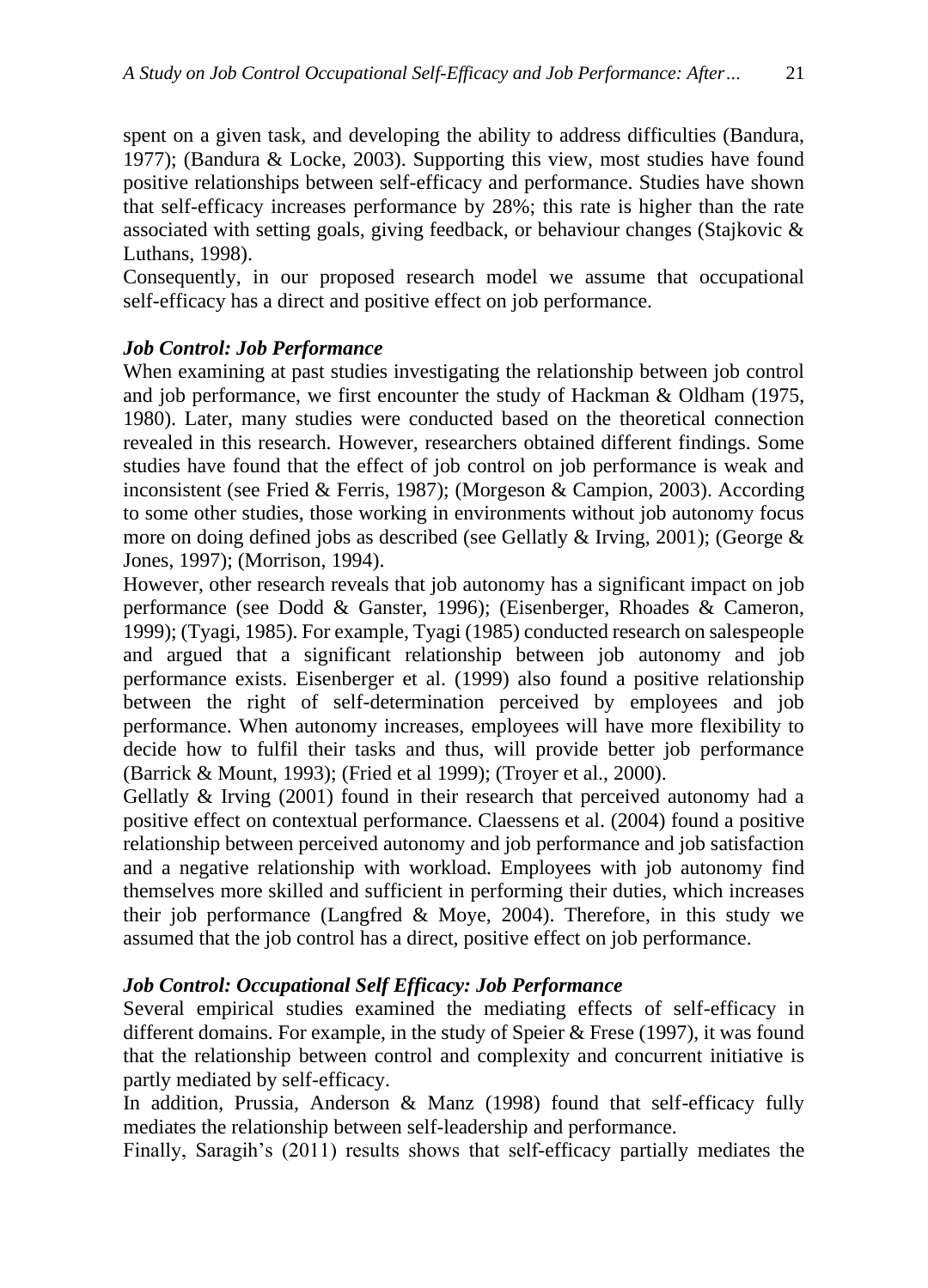spent on a given task, and developing the ability to address difficulties (Bandura, 1977); (Bandura & Locke, 2003). Supporting this view, most studies have found positive relationships between self-efficacy and performance. Studies have shown that self-efficacy increases performance by 28%; this rate is higher than the rate associated with setting goals, giving feedback, or behaviour changes (Stajkovic & Luthans, 1998).

Consequently, in our proposed research model we assume that occupational self-efficacy has a direct and positive effect on job performance.

### *Job Control: Job Performance*

When examining at past studies investigating the relationship between job control and job performance, we first encounter the study of Hackman & Oldham (1975, 1980). Later, many studies were conducted based on the theoretical connection revealed in this research. However, researchers obtained different findings. Some studies have found that the effect of job control on job performance is weak and inconsistent (see Fried & Ferris, 1987); (Morgeson & Campion, 2003). According to some other studies, those working in environments without job autonomy focus more on doing defined jobs as described (see Gellatly & Irving, 2001); (George & Jones, 1997); (Morrison, 1994).

However, other research reveals that job autonomy has a significant impact on job performance (see Dodd & Ganster, 1996); (Eisenberger, Rhoades & Cameron, 1999); (Tyagi, 1985). For example, Tyagi (1985) conducted research on salespeople and argued that a significant relationship between job autonomy and job performance exists. Eisenberger et al. (1999) also found a positive relationship between the right of self-determination perceived by employees and job performance. When autonomy increases, employees will have more flexibility to decide how to fulfil their tasks and thus, will provide better job performance (Barrick & Mount, 1993); (Fried et al 1999); (Troyer et al., 2000).

Gellatly & Irving (2001) found in their research that perceived autonomy had a positive effect on contextual performance. Claessens et al. (2004) found a positive relationship between perceived autonomy and job performance and job satisfaction and a negative relationship with workload. Employees with job autonomy find themselves more skilled and sufficient in performing their duties, which increases their job performance (Langfred & Moye, 2004). Therefore, in this study we assumed that the job control has a direct, positive effect on job performance.

### *Job Control: Occupational Self Efficacy: Job Performance*

Several empirical studies examined the mediating effects of self-efficacy in different domains. For example, in the study of Speier & Frese (1997), it was found that the relationship between control and complexity and concurrent initiative is partly mediated by self-efficacy.

In addition, Prussia, Anderson & Manz (1998) found that self-efficacy fully mediates the relationship between self-leadership and performance.

Finally, Saragih's (2011) results shows that self-efficacy partially mediates the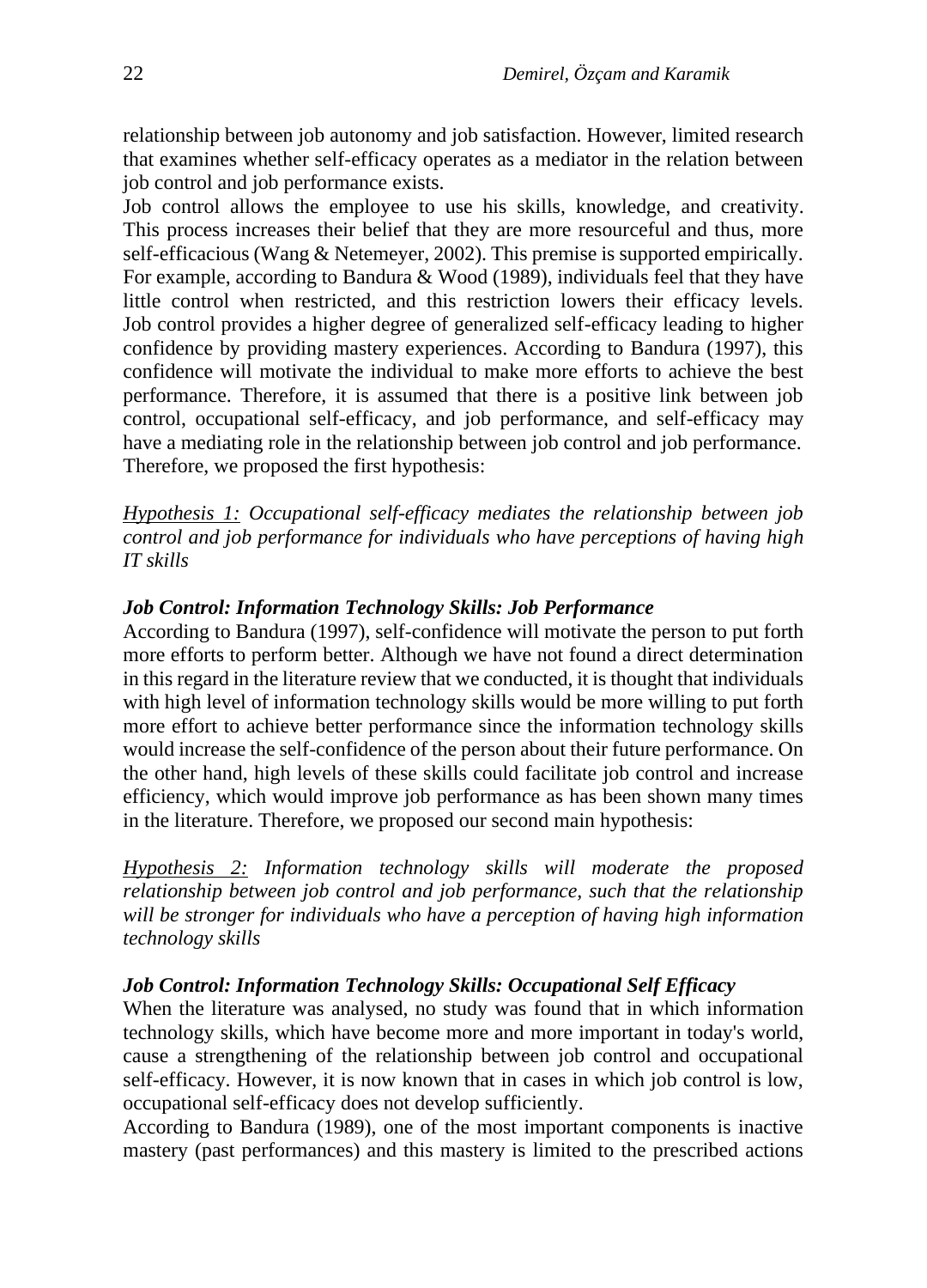relationship between job autonomy and job satisfaction. However, limited research that examines whether self-efficacy operates as a mediator in the relation between job control and job performance exists.

Job control allows the employee to use his skills, knowledge, and creativity. This process increases their belief that they are more resourceful and thus, more self-efficacious (Wang & Netemeyer, 2002). This premise is supported empirically. For example, according to Bandura & Wood (1989), individuals feel that they have little control when restricted, and this restriction lowers their efficacy levels. Job control provides a higher degree of generalized self-efficacy leading to higher confidence by providing mastery experiences. According to Bandura (1997), this confidence will motivate the individual to make more efforts to achieve the best performance. Therefore, it is assumed that there is a positive link between job control, occupational self-efficacy, and job performance, and self-efficacy may have a mediating role in the relationship between job control and job performance. Therefore, we proposed the first hypothesis:

*Hypothesis 1: Occupational self-efficacy mediates the relationship between job control and job performance for individuals who have perceptions of having high IT skills*

### *Job Control: Information Technology Skills: Job Performance*

According to Bandura (1997), self-confidence will motivate the person to put forth more efforts to perform better. Although we have not found a direct determination in this regard in the literature review that we conducted, it is thought that individuals with high level of information technology skills would be more willing to put forth more effort to achieve better performance since the information technology skills would increase the self-confidence of the person about their future performance. On the other hand, high levels of these skills could facilitate job control and increase efficiency, which would improve job performance as has been shown many times in the literature. Therefore, we proposed our second main hypothesis:

*Hypothesis 2: Information technology skills will moderate the proposed relationship between job control and job performance, such that the relationship will be stronger for individuals who have a perception of having high information technology skills*

### *Job Control: Information Technology Skills: Occupational Self Efficacy*

When the literature was analysed, no study was found that in which information technology skills, which have become more and more important in today's world, cause a strengthening of the relationship between job control and occupational self-efficacy. However, it is now known that in cases in which job control is low, occupational self-efficacy does not develop sufficiently.

According to Bandura (1989), one of the most important components is inactive mastery (past performances) and this mastery is limited to the prescribed actions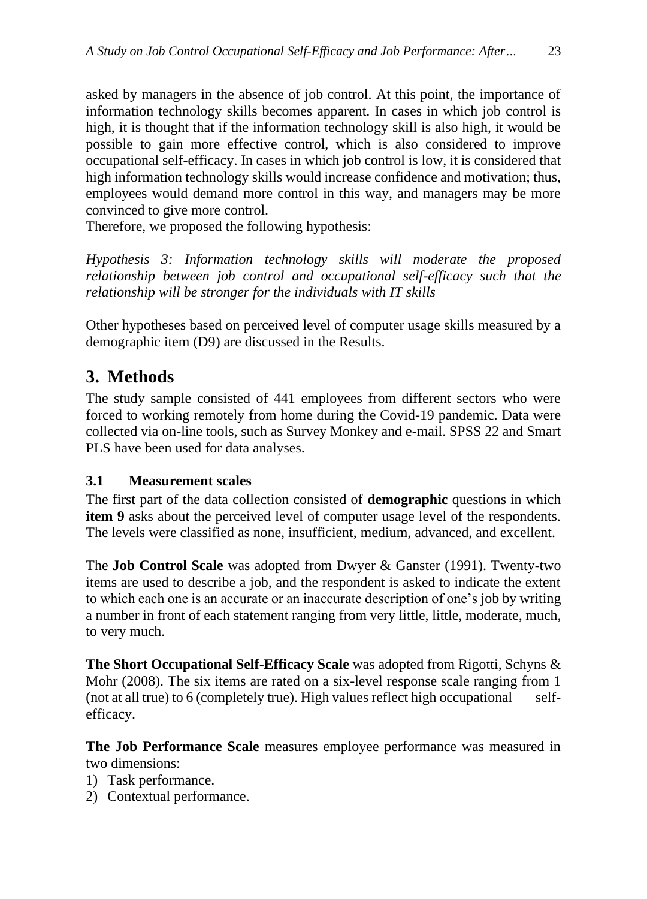asked by managers in the absence of job control. At this point, the importance of information technology skills becomes apparent. In cases in which job control is high, it is thought that if the information technology skill is also high, it would be possible to gain more effective control, which is also considered to improve occupational self-efficacy. In cases in which job control is low, it is considered that high information technology skills would increase confidence and motivation; thus, employees would demand more control in this way, and managers may be more convinced to give more control.
Therefore, we proposed the following hypothesis:

*Hypothesis 3: Information technology skills will moderate the proposed relationship between job control and occupational self-efficacy such that the relationship will be stronger for the individuals with IT skills*

Other hypotheses based on perceived level of computer usage skills measured by a demographic item (D9) are discussed in the Results.

## 3. Methods

The study sample consisted of 441 employees from different sectors who were forced to working remotely from home during the Covid-19 pandemic. Data were collected via on-line tools, such as Survey Monkey and e-mail. SPSS 22 and Smart PLS have been used for data analyses.

### 3.1 Measurement scales

The first part of the data collection consisted of **demographic** questions in which **item 9** asks about the perceived level of computer usage level of the respondents. The levels were classified as none, insufficient, medium, advanced, and excellent.

The **Job Control Scale** was adopted from Dwyer & Ganster (1991). Twenty-two items are used to describe a job, and the respondent is asked to indicate the extent to which each one is an accurate or an inaccurate description of one's job by writing a number in front of each statement ranging from very little, little, moderate, much, to very much.

**The Short Occupational Self-Efficacy Scale** was adopted from Rigotti, Schyns & Mohr (2008). The six items are rated on a six-level response scale ranging from 1 (not at all true) to 6 (completely true). High values reflect high occupational self-efficacy.

**The Job Performance Scale** measures employee performance was measured in two dimensions:

1) Task performance.
2) Contextual performance.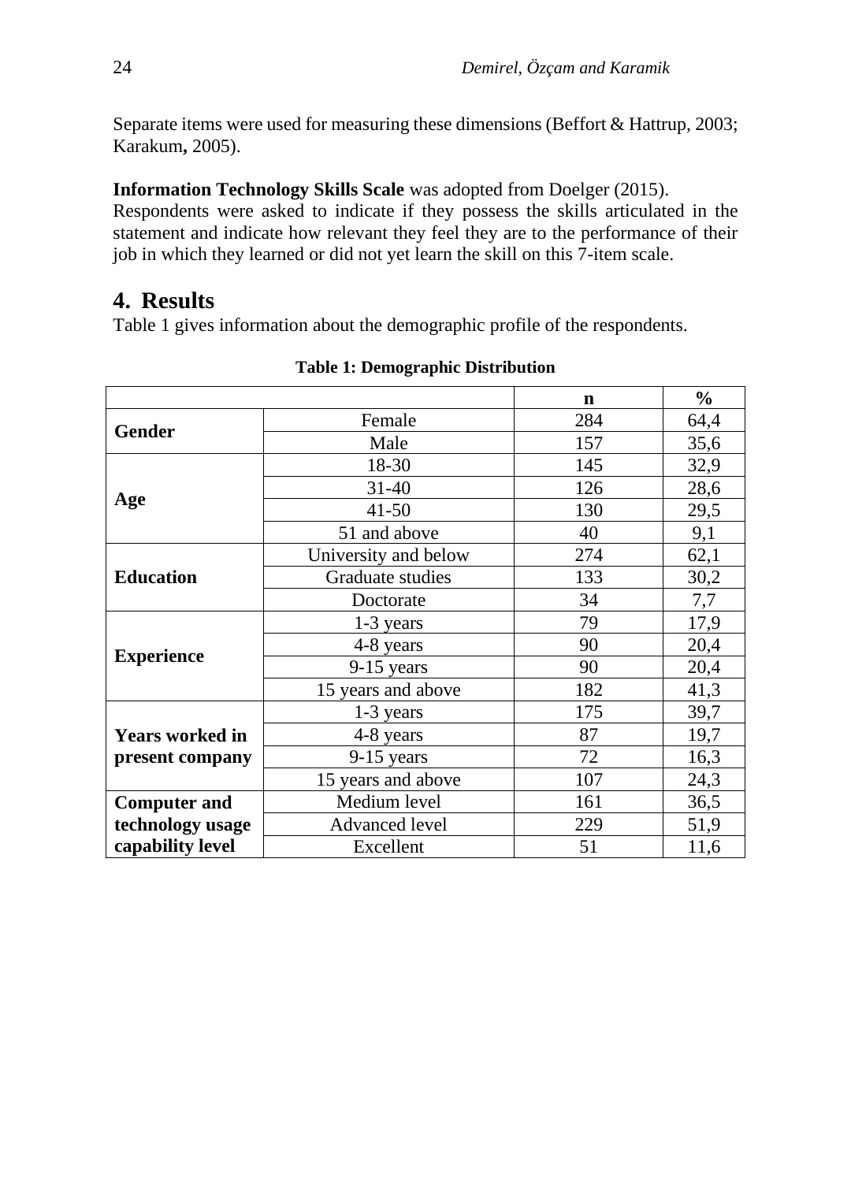Separate items were used for measuring these dimensions (Beffort & Hattrup, 2003; Karakum**,** 2005).

**Information Technology Skills Scale** was adopted from Doelger (2015). Respondents were asked to indicate if they possess the skills articulated in the statement and indicate how relevant they feel they are to the performance of their job in which they learned or did not yet learn the skill on this 7-item scale.

## 4. Results

Table 1 gives information about the demographic profile of the respondents.

**Table 1: Demographic Distribution**

| | | **n** | **%** |
|---|---|---|---|
| **Gender** | Female | 284 | 64,4 |
| | Male | 157 | 35,6 |
| **Age** | 18-30 | 145 | 32,9 |
| | 31-40 | 126 | 28,6 |
| | 41-50 | 130 | 29,5 |
| | 51 and above | 40 | 9,1 |
| **Education** | University and below | 274 | 62,1 |
| | Graduate studies | 133 | 30,2 |
| | Doctorate | 34 | 7,7 |
| **Experience** | 1-3 years | 79 | 17,9 |
| | 4-8 years | 90 | 20,4 |
| | 9-15 years | 90 | 20,4 |
| | 15 years and above | 182 | 41,3 |
| **Years worked in present company** | 1-3 years | 175 | 39,7 |
| | 4-8 years | 87 | 19,7 |
| | 9-15 years | 72 | 16,3 |
| | 15 years and above | 107 | 24,3 |
| **Computer and technology usage capability level** | Medium level | 161 | 36,5 |
| | Advanced level | 229 | 51,9 |
| | Excellent | 51 | 11,6 |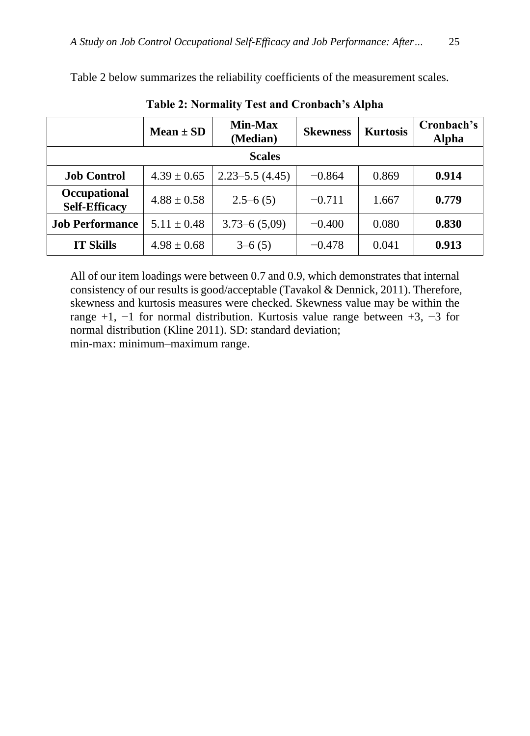Table 2 below summarizes the reliability coefficients of the measurement scales.

**Table 2: Normality Test and Cronbach's Alpha**

| | **Mean ± SD** | **Min-Max (Median)** | **Skewness** | **Kurtosis** | **Cronbach's Alpha** |
|---|---|---|---|---|---|
| **Scales** | | | | | |
| **Job Control** | 4.39 ± 0.65 | 2.23–5.5 (4.45) | −0.864 | 0.869 | **0.914** |
| **Occupational Self-Efficacy** | 4.88 ± 0.58 | 2.5–6 (5) | −0.711 | 1.667 | **0.779** |
| **Job Performance** | 5.11 ± 0.48 | 3.73–6 (5,09) | −0.400 | 0.080 | **0.830** |
| **IT Skills** | 4.98 ± 0.68 | 3–6 (5) | −0.478 | 0.041 | **0.913** |

All of our item loadings were between 0.7 and 0.9, which demonstrates that internal consistency of our results is good/acceptable (Tavakol & Dennick, 2011). Therefore, skewness and kurtosis measures were checked. Skewness value may be within the range +1, −1 for normal distribution. Kurtosis value range between +3, −3 for normal distribution (Kline 2011). SD: standard deviation;
min-max: minimum–maximum range.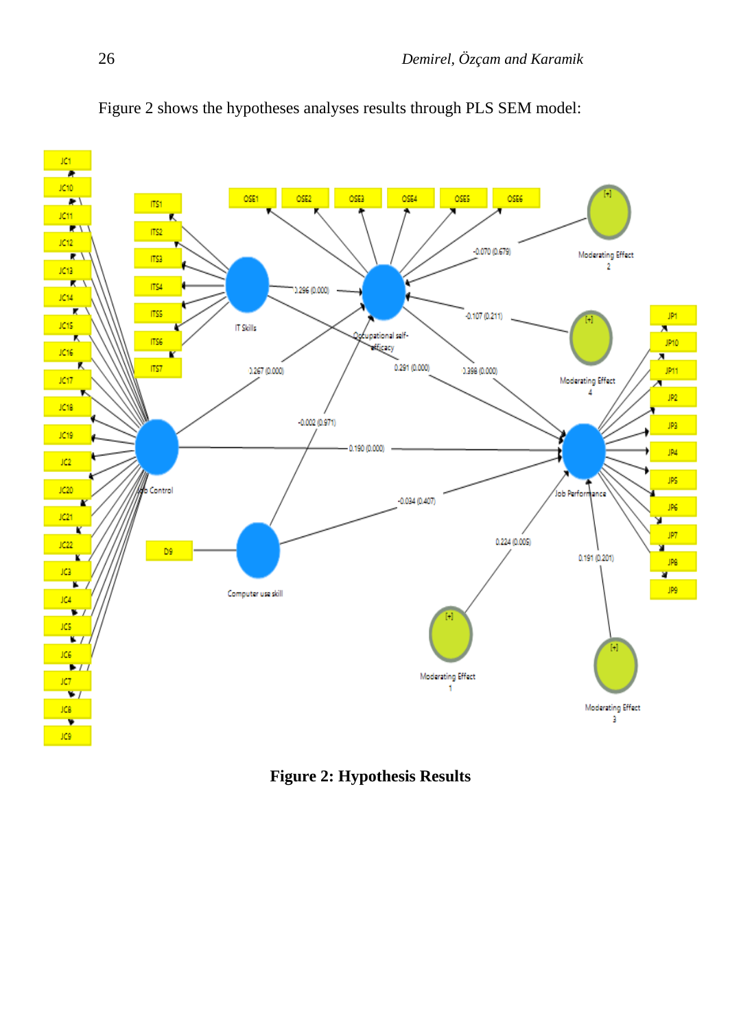Figure 2 shows the hypotheses analyses results through PLS SEM model:

**Figure 2: Hypothesis Results**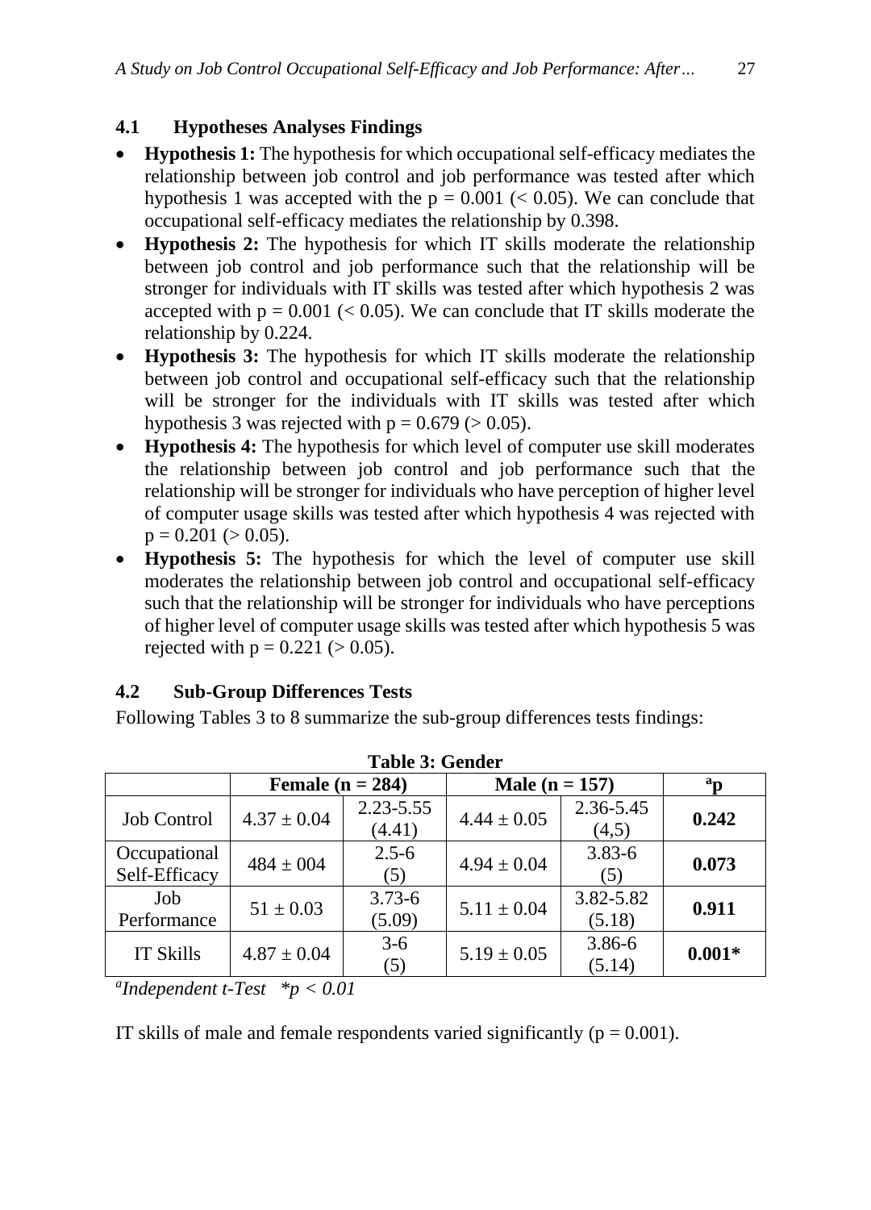### 4.1 Hypotheses Analyses Findings

- **Hypothesis 1:** The hypothesis for which occupational self-efficacy mediates the relationship between job control and job performance was tested after which hypothesis 1 was accepted with the $p = 0.001$ ($< 0.05$). We can conclude that occupational self-efficacy mediates the relationship by 0.398.
- **Hypothesis 2:** The hypothesis for which IT skills moderate the relationship between job control and job performance such that the relationship will be stronger for individuals with IT skills was tested after which hypothesis 2 was accepted with $p = 0.001$ ($< 0.05$). We can conclude that IT skills moderate the relationship by 0.224.
- **Hypothesis 3:** The hypothesis for which IT skills moderate the relationship between job control and occupational self-efficacy such that the relationship will be stronger for the individuals with IT skills was tested after which hypothesis 3 was rejected with $p = 0.679$ ($> 0.05$).
- **Hypothesis 4:** The hypothesis for which level of computer use skill moderates the relationship between job control and job performance such that the relationship will be stronger for individuals who have perception of higher level of computer usage skills was tested after which hypothesis 4 was rejected with $p = 0.201$ ($> 0.05$).
- **Hypothesis 5:** The hypothesis for which the level of computer use skill moderates the relationship between job control and occupational self-efficacy such that the relationship will be stronger for individuals who have perceptions of higher level of computer usage skills was tested after which hypothesis 5 was rejected with $p = 0.221$ ($> 0.05$).

### 4.2 Sub-Group Differences Tests

Following Tables 3 to 8 summarize the sub-group differences tests findings:

**Table 3: Gender**

| | Female (n = 284) | | Male (n = 157) | | $^a$p |
|---|---|---|---|---|---|
| Job Control | 4.37 ± 0.04 | 2.23-5.55 (4.41) | 4.44 ± 0.05 | 2.36-5.45 (4,5) | **0.242** |
| Occupational Self-Efficacy | 484 ± 004 | 2.5-6 (5) | 4.94 ± 0.04 | 3.83-6 (5) | **0.073** |
| Job Performance | 51 ± 0.03 | 3.73-6 (5.09) | 5.11 ± 0.04 | 3.82-5.82 (5.18) | **0.911** |
| IT Skills | 4.87 ± 0.04 | 3-6 (5) | 5.19 ± 0.05 | 3.86-6 (5.14) | **0.001*** |

*[a]Independent t-Test* *$*p < 0.01$*

IT skills of male and female respondents varied significantly ($p = 0.001$).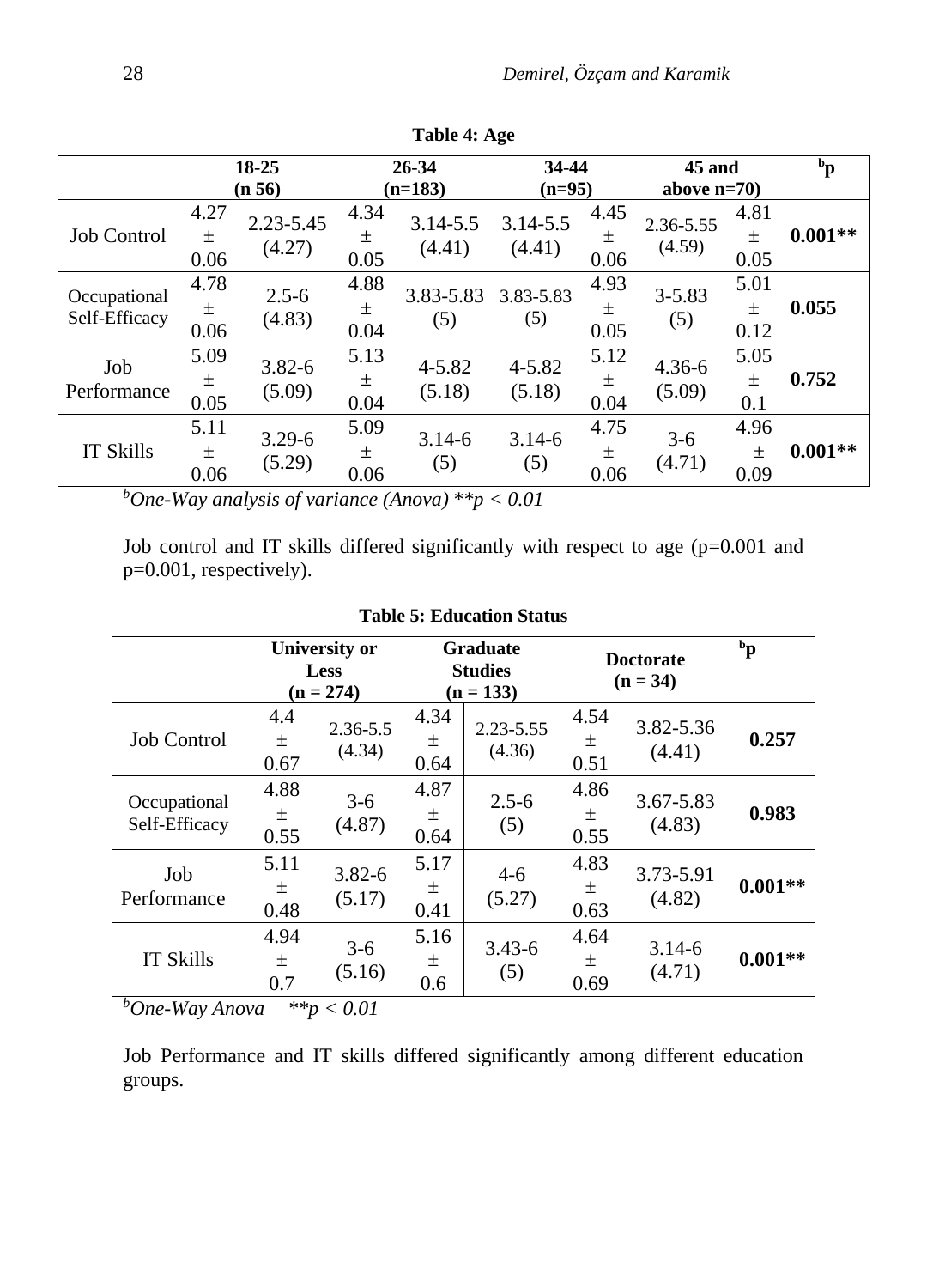**Table 4: Age**

| | 18-25 (n 56) | | 26-34 (n=183) | | 34-44 (n=95) | | 45 and above n=70) | | [b]p |
|---|---|---|---|---|---|---|---|---|---|
| Job Control | 4.27 ± 0.06 | 2.23-5.45 (4.27) | 4.34 ± 0.05 | 3.14-5.5 (4.41) | 3.14-5.5 (4.41) | 4.45 ± 0.06 | 2.36-5.55 (4.59) | 4.81 ± 0.05 | **0.001**** |
| Occupational Self-Efficacy | 4.78 ± 0.06 | 2.5-6 (4.83) | 4.88 ± 0.04 | 3.83-5.83 (5) | 3.83-5.83 (5) | 4.93 ± 0.05 | 3-5.83 (5) | 5.01 ± 0.12 | **0.055** |
| Job Performance | 5.09 ± 0.05 | 3.82-6 (5.09) | 5.13 ± 0.04 | 4-5.82 (5.18) | 4-5.82 (5.18) | 5.12 ± 0.04 | 4.36-6 (5.09) | 5.05 ± 0.1 | **0.752** |
| IT Skills | 5.11 ± 0.06 | 3.29-6 (5.29) | 5.09 ± 0.06 | 3.14-6 (5) | 3.14-6 (5) | 4.75 ± 0.06 | 3-6 (4.71) | 4.96 ± 0.09 | **0.001**** |

*[b]One-Way analysis of variance (Anova) **p < 0.01*

Job control and IT skills differed significantly with respect to age (p=0.001 and p=0.001, respectively).

**Table 5: Education Status**

| | University or Less (n = 274) | | Graduate Studies (n = 133) | | Doctorate (n = 34) | | [b]p |
|---|---|---|---|---|---|---|---|
| Job Control | 4.4 ± 0.67 | 2.36-5.5 (4.34) | 4.34 ± 0.64 | 2.23-5.55 (4.36) | 4.54 ± 0.51 | 3.82-5.36 (4.41) | **0.257** |
| Occupational Self-Efficacy | 4.88 ± 0.55 | 3-6 (4.87) | 4.87 ± 0.64 | 2.5-6 (5) | 4.86 ± 0.55 | 3.67-5.83 (4.83) | **0.983** |
| Job Performance | 5.11 ± 0.48 | 3.82-6 (5.17) | 5.17 ± 0.41 | 4-6 (5.27) | 4.83 ± 0.63 | 3.73-5.91 (4.82) | **0.001**** |
| IT Skills | 4.94 ± 0.7 | 3-6 (5.16) | 5.16 ± 0.6 | 3.43-6 (5) | 4.64 ± 0.69 | 3.14-6 (4.71) | **0.001**** |

*[b]One-Way Anova **p < 0.01*

Job Performance and IT skills differed significantly among different education groups.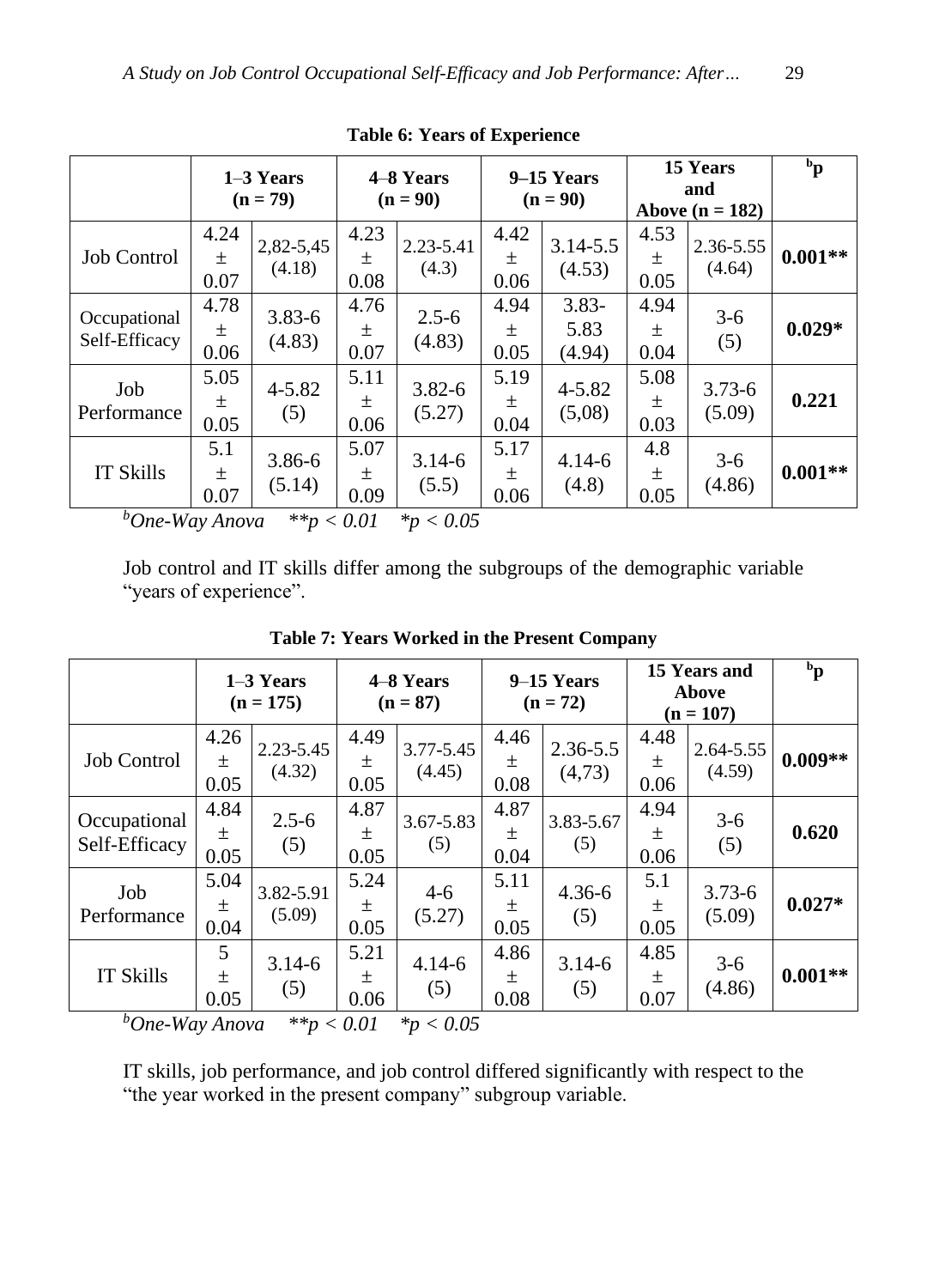**Table 6: Years of Experience**

| | 1–3 Years (n = 79) | | 4–8 Years (n = 90) | | 9–15 Years (n = 90) | | 15 Years and Above (n = 182) | | $^{b}$p |
|---|---|---|---|---|---|---|---|---|---|
| Job Control | 4.24 ± 0.07 | 2,82-5,45 (4.18) | 4.23 ± 0.08 | 2.23-5.41 (4.3) | 4.42 ± 0.06 | 3.14-5.5 (4.53) | 4.53 ± 0.05 | 2.36-5.55 (4.64) | **0.001**** |
| Occupational Self-Efficacy | 4.78 ± 0.06 | 3.83-6 (4.83) | 4.76 ± 0.07 | 2.5-6 (4.83) | 4.94 ± 0.05 | 3.83-5.83 (4.94) | 4.94 ± 0.04 | 3-6 (5) | **0.029*** |
| Job Performance | 5.05 ± 0.05 | 4-5.82 (5) | 5.11 ± 0.06 | 3.82-6 (5.27) | 5.19 ± 0.04 | 4-5.82 (5,08) | 5.08 ± 0.03 | 3.73-6 (5.09) | **0.221** |
| IT Skills | 5.1 ± 0.07 | 3.86-6 (5.14) | 5.07 ± 0.09 | 3.14-6 (5.5) | 5.17 ± 0.06 | 4.14-6 (4.8) | 4.8 ± 0.05 | 3-6 (4.86) | **0.001**** |

*$^{b}$One-Way Anova  $**p < 0.01$  $*p < 0.05$*

Job control and IT skills differ among the subgroups of the demographic variable "years of experience".

**Table 7: Years Worked in the Present Company**

| | 1–3 Years (n = 175) | | 4–8 Years (n = 87) | | 9–15 Years (n = 72) | | 15 Years and Above (n = 107) | | $^{b}$p |
|---|---|---|---|---|---|---|---|---|---|
| Job Control | 4.26 ± 0.05 | 2.23-5.45 (4.32) | 4.49 ± 0.05 | 3.77-5.45 (4.45) | 4.46 ± 0.08 | 2.36-5.5 (4,73) | 4.48 ± 0.06 | 2.64-5.55 (4.59) | **0.009**** |
| Occupational Self-Efficacy | 4.84 ± 0.05 | 2.5-6 (5) | 4.87 ± 0.05 | 3.67-5.83 (5) | 4.87 ± 0.04 | 3.83-5.67 (5) | 4.94 ± 0.06 | 3-6 (5) | **0.620** |
| Job Performance | 5.04 ± 0.04 | 3.82-5.91 (5.09) | 5.24 ± 0.05 | 4-6 (5.27) | 5.11 ± 0.05 | 4.36-6 (5) | 5.1 ± 0.05 | 3.73-6 (5.09) | **0.027*** |
| IT Skills | 5 ± 0.05 | 3.14-6 (5) | 5.21 ± 0.06 | 4.14-6 (5) | 4.86 ± 0.08 | 3.14-6 (5) | 4.85 ± 0.07 | 3-6 (4.86) | **0.001**** |

*$^{b}$One-Way Anova  $**p < 0.01$  $*p < 0.05$*

IT skills, job performance, and job control differed significantly with respect to the "the year worked in the present company" subgroup variable.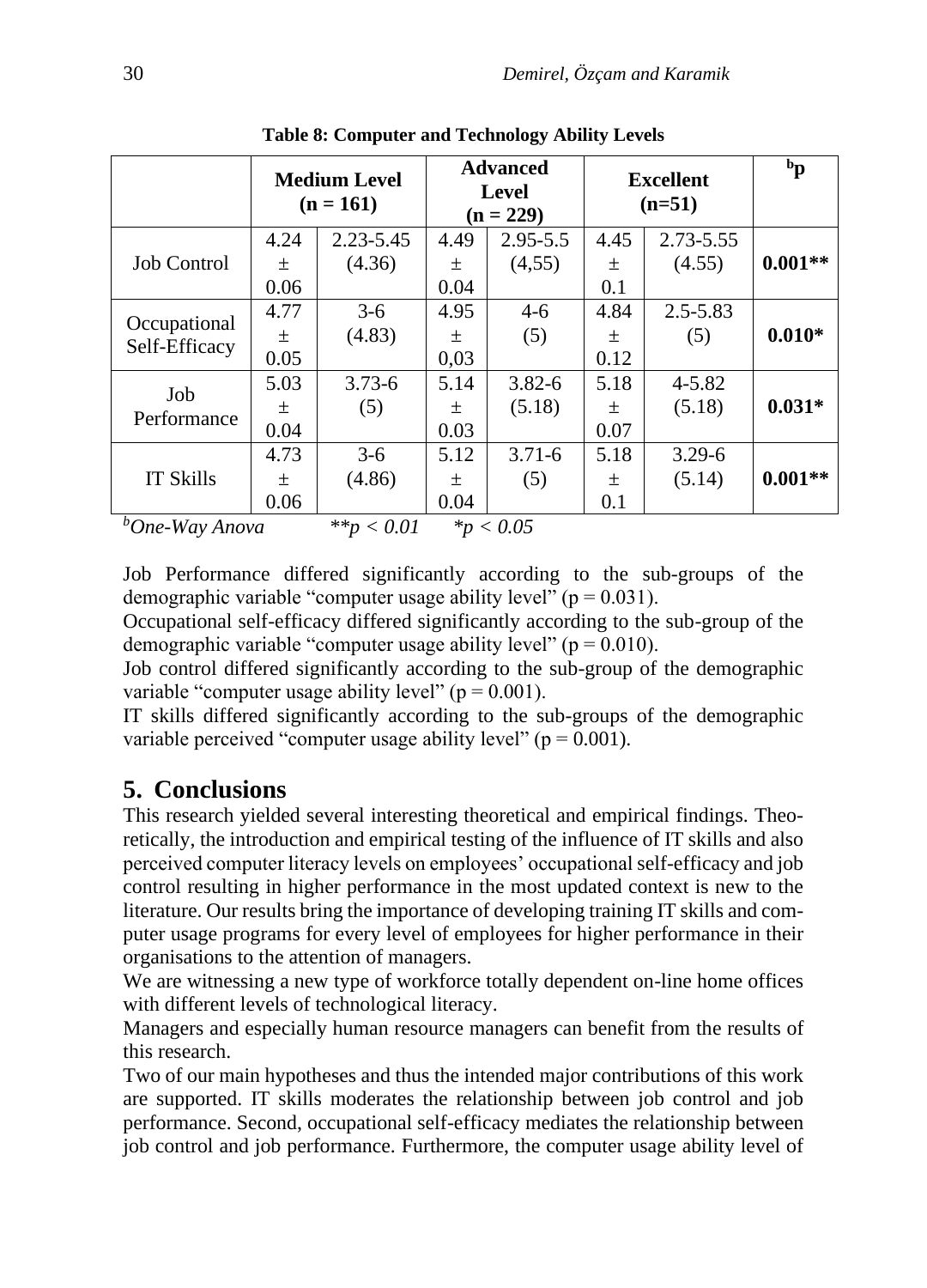**Table 8: Computer and Technology Ability Levels**

| | Medium Level (n = 161) | | Advanced Level (n = 229) | | Excellent (n=51) | | $^{b}$p |
|---|---|---|---|---|---|---|---|
| Job Control | 4.24 ± 0.06 | 2.23-5.45 (4.36) | 4.49 ± 0.04 | 2.95-5.5 (4,55) | 4.45 ± 0.1 | 2.73-5.55 (4.55) | **0.001**** |
| Occupational Self-Efficacy | 4.77 ± 0.05 | 3-6 (4.83) | 4.95 ± 0,03 | 4-6 (5) | 4.84 ± 0.12 | 2.5-5.83 (5) | **0.010*** |
| Job Performance | 5.03 ± 0.04 | 3.73-6 (5) | 5.14 ± 0.03 | 3.82-6 (5.18) | 5.18 ± 0.07 | 4-5.82 (5.18) | **0.031*** |
| IT Skills | 4.73 ± 0.06 | 3-6 (4.86) | 5.12 ± 0.04 | 3.71-6 (5) | 5.18 ± 0.1 | 3.29-6 (5.14) | **0.001**** |

$^{b}$*One-Way Anova* $\quad$ $^{**}p < 0.01$ $\quad$ $^{*}p < 0.05$

Job Performance differed significantly according to the sub-groups of the demographic variable "computer usage ability level" ($p = 0.031$).
Occupational self-efficacy differed significantly according to the sub-group of the demographic variable "computer usage ability level" ($p = 0.010$).
Job control differed significantly according to the sub-group of the demographic variable "computer usage ability level" ($p = 0.001$).
IT skills differed significantly according to the sub-groups of the demographic variable perceived "computer usage ability level" ($p = 0.001$).

## 5. Conclusions

This research yielded several interesting theoretical and empirical findings. Theoretically, the introduction and empirical testing of the influence of IT skills and also perceived computer literacy levels on employees' occupational self-efficacy and job control resulting in higher performance in the most updated context is new to the literature. Our results bring the importance of developing training IT skills and computer usage programs for every level of employees for higher performance in their organisations to the attention of managers.
We are witnessing a new type of workforce totally dependent on-line home offices with different levels of technological literacy.
Managers and especially human resource managers can benefit from the results of this research.
Two of our main hypotheses and thus the intended major contributions of this work are supported. IT skills moderates the relationship between job control and job performance. Second, occupational self-efficacy mediates the relationship between job control and job performance. Furthermore, the computer usage ability level of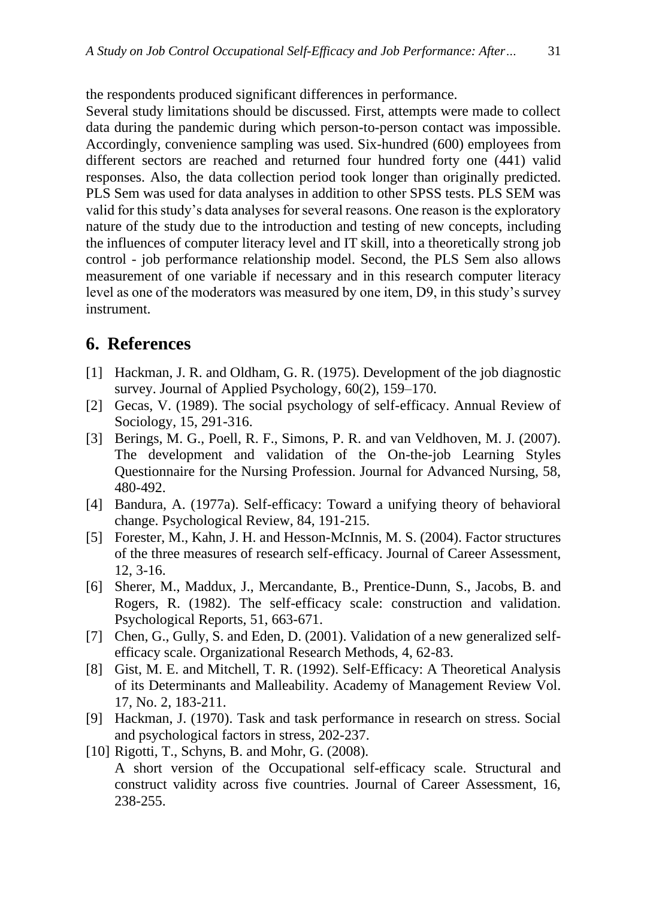the respondents produced significant differences in performance.

Several study limitations should be discussed. First, attempts were made to collect data during the pandemic during which person-to-person contact was impossible. Accordingly, convenience sampling was used. Six-hundred (600) employees from different sectors are reached and returned four hundred forty one (441) valid responses. Also, the data collection period took longer than originally predicted. PLS Sem was used for data analyses in addition to other SPSS tests. PLS SEM was valid for this study's data analyses for several reasons. One reason is the exploratory nature of the study due to the introduction and testing of new concepts, including the influences of computer literacy level and IT skill, into a theoretically strong job control - job performance relationship model. Second, the PLS Sem also allows measurement of one variable if necessary and in this research computer literacy level as one of the moderators was measured by one item, D9, in this study's survey instrument.

## 6. References

[1] Hackman, J. R. and Oldham, G. R. (1975). Development of the job diagnostic survey. Journal of Applied Psychology, 60(2), 159–170.

[2] Gecas, V. (1989). The social psychology of self-efficacy. Annual Review of Sociology, 15, 291-316.

[3] Berings, M. G., Poell, R. F., Simons, P. R. and van Veldhoven, M. J. (2007). The development and validation of the On-the-job Learning Styles Questionnaire for the Nursing Profession. Journal for Advanced Nursing, 58, 480-492.

[4] Bandura, A. (1977a). Self-efficacy: Toward a unifying theory of behavioral change. Psychological Review, 84, 191-215.

[5] Forester, M., Kahn, J. H. and Hesson-McInnis, M. S. (2004). Factor structures of the three measures of research self-efficacy. Journal of Career Assessment, 12, 3-16.

[6] Sherer, M., Maddux, J., Mercandante, B., Prentice-Dunn, S., Jacobs, B. and Rogers, R. (1982). The self-efficacy scale: construction and validation. Psychological Reports, 51, 663-671.

[7] Chen, G., Gully, S. and Eden, D. (2001). Validation of a new generalized self-efficacy scale. Organizational Research Methods, 4, 62-83.

[8] Gist, M. E. and Mitchell, T. R. (1992). Self-Efficacy: A Theoretical Analysis of its Determinants and Malleability. Academy of Management Review Vol. 17, No. 2, 183-211.

[9] Hackman, J. (1970). Task and task performance in research on stress. Social and psychological factors in stress, 202-237.

[10] Rigotti, T., Schyns, B. and Mohr, G. (2008). A short version of the Occupational self-efficacy scale. Structural and construct validity across five countries. Journal of Career Assessment, 16, 238-255.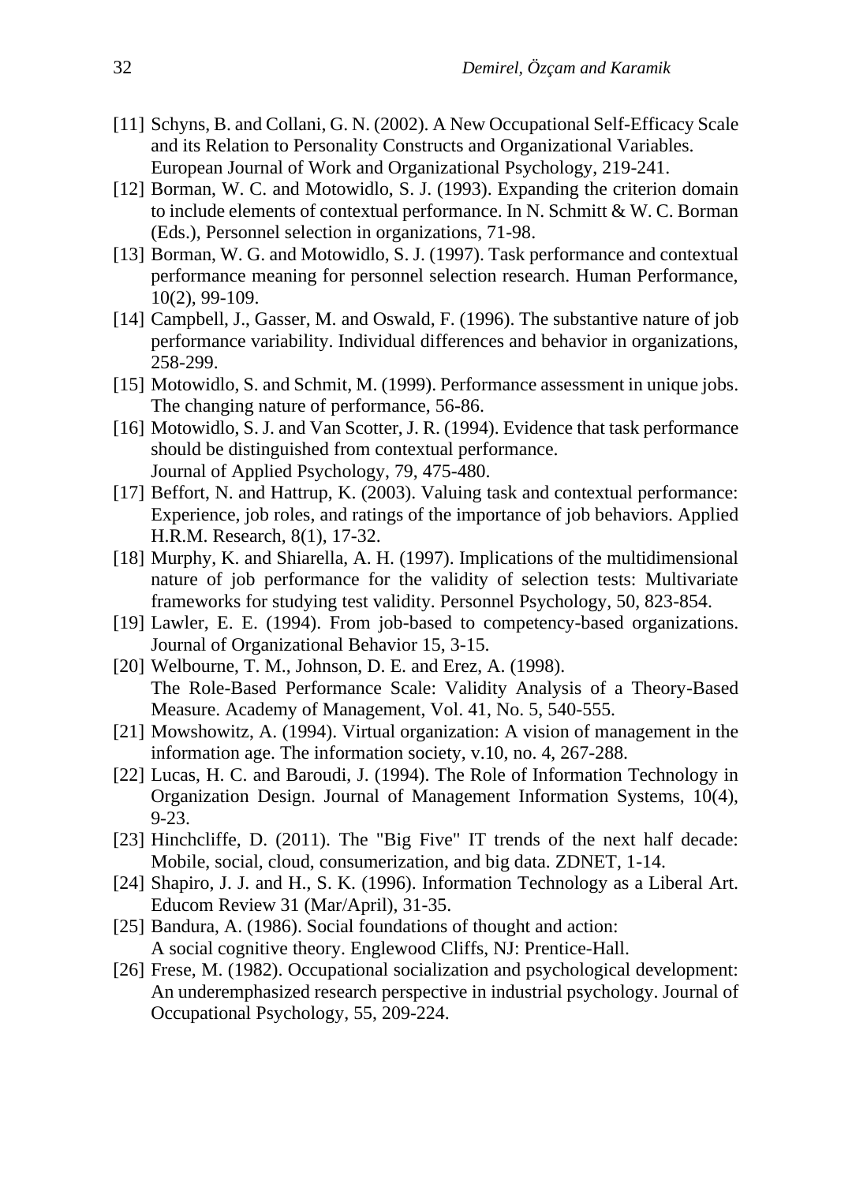[11] Schyns, B. and Collani, G. N. (2002). A New Occupational Self-Efficacy Scale and its Relation to Personality Constructs and Organizational Variables. European Journal of Work and Organizational Psychology, 219-241.

[12] Borman, W. C. and Motowidlo, S. J. (1993). Expanding the criterion domain to include elements of contextual performance. In N. Schmitt & W. C. Borman (Eds.), Personnel selection in organizations, 71-98.

[13] Borman, W. G. and Motowidlo, S. J. (1997). Task performance and contextual performance meaning for personnel selection research. Human Performance, 10(2), 99-109.

[14] Campbell, J., Gasser, M. and Oswald, F. (1996). The substantive nature of job performance variability. Individual differences and behavior in organizations, 258-299.

[15] Motowidlo, S. and Schmit, M. (1999). Performance assessment in unique jobs. The changing nature of performance, 56-86.

[16] Motowidlo, S. J. and Van Scotter, J. R. (1994). Evidence that task performance should be distinguished from contextual performance. Journal of Applied Psychology, 79, 475-480.

[17] Beffort, N. and Hattrup, K. (2003). Valuing task and contextual performance: Experience, job roles, and ratings of the importance of job behaviors. Applied H.R.M. Research, 8(1), 17-32.

[18] Murphy, K. and Shiarella, A. H. (1997). Implications of the multidimensional nature of job performance for the validity of selection tests: Multivariate frameworks for studying test validity. Personnel Psychology, 50, 823-854.

[19] Lawler, E. E. (1994). From job-based to competency-based organizations. Journal of Organizational Behavior 15, 3-15.

[20] Welbourne, T. M., Johnson, D. E. and Erez, A. (1998). The Role-Based Performance Scale: Validity Analysis of a Theory-Based Measure. Academy of Management, Vol. 41, No. 5, 540-555.

[21] Mowshowitz, A. (1994). Virtual organization: A vision of management in the information age. The information society, v.10, no. 4, 267-288.

[22] Lucas, H. C. and Baroudi, J. (1994). The Role of Information Technology in Organization Design. Journal of Management Information Systems, 10(4), 9-23.

[23] Hinchcliffe, D. (2011). The "Big Five" IT trends of the next half decade: Mobile, social, cloud, consumerization, and big data. ZDNET, 1-14.

[24] Shapiro, J. J. and H., S. K. (1996). Information Technology as a Liberal Art. Educom Review 31 (Mar/April), 31-35.

[25] Bandura, A. (1986). Social foundations of thought and action: A social cognitive theory. Englewood Cliffs, NJ: Prentice-Hall.

[26] Frese, M. (1982). Occupational socialization and psychological development: An underemphasized research perspective in industrial psychology. Journal of Occupational Psychology, 55, 209-224.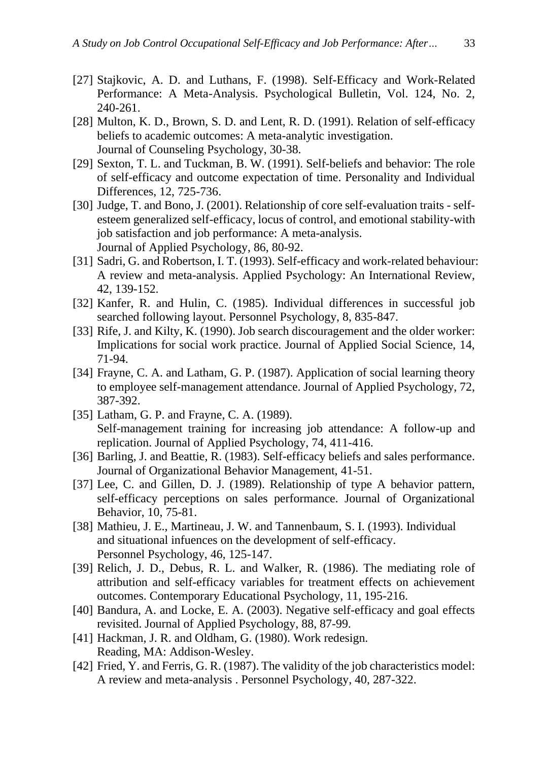[27] Stajkovic, A. D. and Luthans, F. (1998). Self-Efficacy and Work-Related Performance: A Meta-Analysis. Psychological Bulletin, Vol. 124, No. 2, 240-261.

[28] Multon, K. D., Brown, S. D. and Lent, R. D. (1991). Relation of self-efficacy beliefs to academic outcomes: A meta-analytic investigation. Journal of Counseling Psychology, 30-38.

[29] Sexton, T. L. and Tuckman, B. W. (1991). Self-beliefs and behavior: The role of self-efficacy and outcome expectation of time. Personality and Individual Differences, 12, 725-736.

[30] Judge, T. and Bono, J. (2001). Relationship of core self-evaluation traits - self-esteem generalized self-efficacy, locus of control, and emotional stability-with job satisfaction and job performance: A meta-analysis. Journal of Applied Psychology, 86, 80-92.

[31] Sadri, G. and Robertson, I. T. (1993). Self-efficacy and work-related behaviour: A review and meta-analysis. Applied Psychology: An International Review, 42, 139-152.

[32] Kanfer, R. and Hulin, C. (1985). Individual differences in successful job searched following layout. Personnel Psychology, 8, 835-847.

[33] Rife, J. and Kilty, K. (1990). Job search discouragement and the older worker: Implications for social work practice. Journal of Applied Social Science, 14, 71-94.

[34] Frayne, C. A. and Latham, G. P. (1987). Application of social learning theory to employee self-management attendance. Journal of Applied Psychology, 72, 387-392.

[35] Latham, G. P. and Frayne, C. A. (1989). Self-management training for increasing job attendance: A follow-up and replication. Journal of Applied Psychology, 74, 411-416.

[36] Barling, J. and Beattie, R. (1983). Self-efficacy beliefs and sales performance. Journal of Organizational Behavior Management, 41-51.

[37] Lee, C. and Gillen, D. J. (1989). Relationship of type A behavior pattern, self-efficacy perceptions on sales performance. Journal of Organizational Behavior, 10, 75-81.

[38] Mathieu, J. E., Martineau, J. W. and Tannenbaum, S. I. (1993). Individual and situational infuences on the development of self-efficacy. Personnel Psychology, 46, 125-147.

[39] Relich, J. D., Debus, R. L. and Walker, R. (1986). The mediating role of attribution and self-efficacy variables for treatment effects on achievement outcomes. Contemporary Educational Psychology, 11, 195-216.

[40] Bandura, A. and Locke, E. A. (2003). Negative self-efficacy and goal effects revisited. Journal of Applied Psychology, 88, 87-99.

[41] Hackman, J. R. and Oldham, G. (1980). Work redesign. Reading, MA: Addison-Wesley.

[42] Fried, Y. and Ferris, G. R. (1987). The validity of the job characteristics model: A review and meta-analysis . Personnel Psychology, 40, 287-322.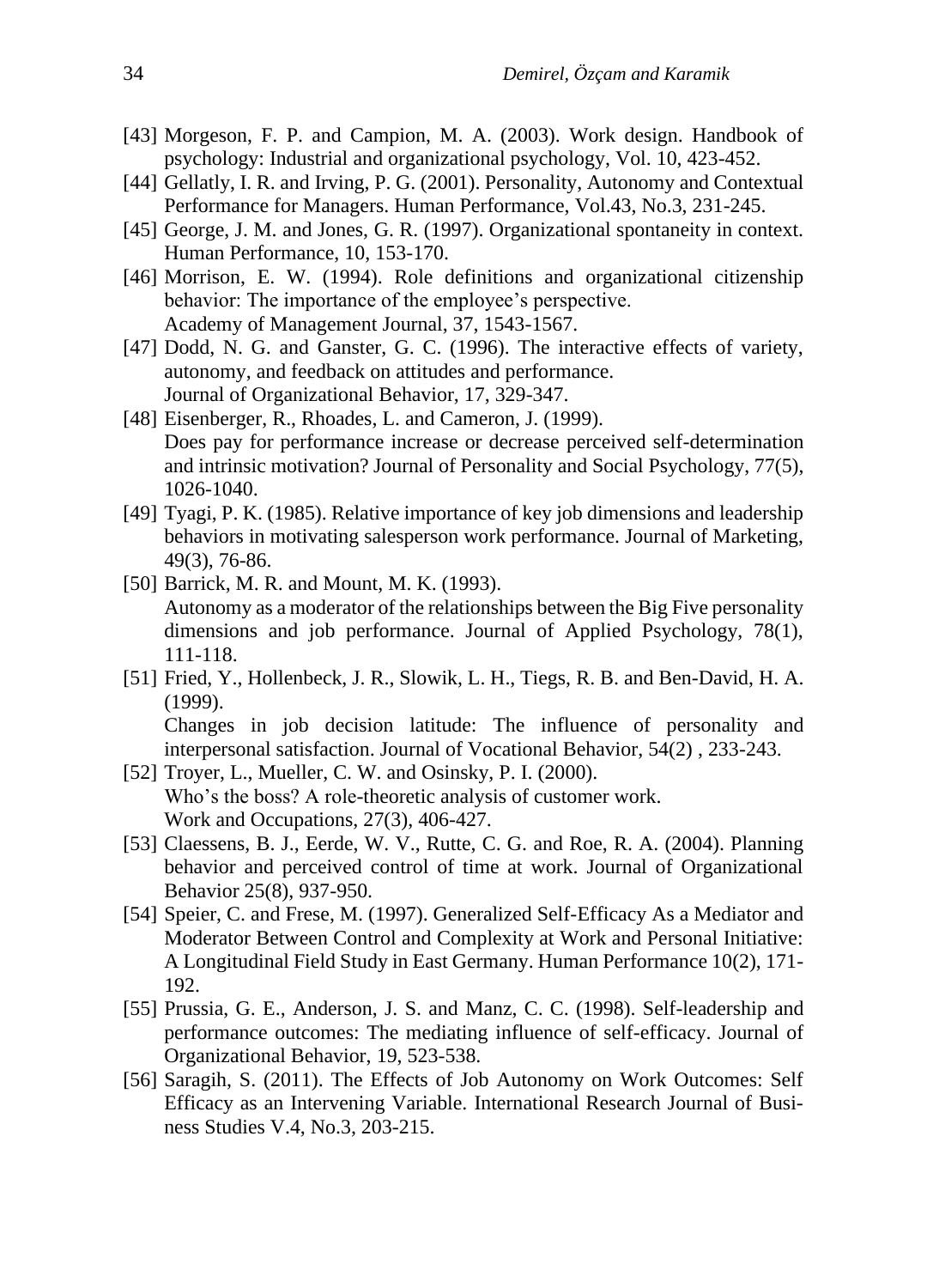[43] Morgeson, F. P. and Campion, M. A. (2003). Work design. Handbook of psychology: Industrial and organizational psychology, Vol. 10, 423-452.

[44] Gellatly, I. R. and Irving, P. G. (2001). Personality, Autonomy and Contextual Performance for Managers. Human Performance, Vol.43, No.3, 231-245.

[45] George, J. M. and Jones, G. R. (1997). Organizational spontaneity in context. Human Performance, 10, 153-170.

[46] Morrison, E. W. (1994). Role definitions and organizational citizenship behavior: The importance of the employee's perspective. Academy of Management Journal, 37, 1543-1567.

[47] Dodd, N. G. and Ganster, G. C. (1996). The interactive effects of variety, autonomy, and feedback on attitudes and performance. Journal of Organizational Behavior, 17, 329-347.

[48] Eisenberger, R., Rhoades, L. and Cameron, J. (1999). Does pay for performance increase or decrease perceived self-determination and intrinsic motivation? Journal of Personality and Social Psychology, 77(5), 1026-1040.

[49] Tyagi, P. K. (1985). Relative importance of key job dimensions and leadership behaviors in motivating salesperson work performance. Journal of Marketing, 49(3), 76-86.

[50] Barrick, M. R. and Mount, M. K. (1993). Autonomy as a moderator of the relationships between the Big Five personality dimensions and job performance. Journal of Applied Psychology, 78(1), 111-118.

[51] Fried, Y., Hollenbeck, J. R., Slowik, L. H., Tiegs, R. B. and Ben-David, H. A. (1999). Changes in job decision latitude: The influence of personality and interpersonal satisfaction. Journal of Vocational Behavior, 54(2) , 233-243.

[52] Troyer, L., Mueller, C. W. and Osinsky, P. I. (2000). Who's the boss? A role-theoretic analysis of customer work. Work and Occupations, 27(3), 406-427.

[53] Claessens, B. J., Eerde, W. V., Rutte, C. G. and Roe, R. A. (2004). Planning behavior and perceived control of time at work. Journal of Organizational Behavior 25(8), 937-950.

[54] Speier, C. and Frese, M. (1997). Generalized Self-Efficacy As a Mediator and Moderator Between Control and Complexity at Work and Personal Initiative: A Longitudinal Field Study in East Germany. Human Performance 10(2), 171-192.

[55] Prussia, G. E., Anderson, J. S. and Manz, C. C. (1998). Self-leadership and performance outcomes: The mediating influence of self-efficacy. Journal of Organizational Behavior, 19, 523-538.

[56] Saragih, S. (2011). The Effects of Job Autonomy on Work Outcomes: Self Efficacy as an Intervening Variable. International Research Journal of Business Studies V.4, No.3, 203-215.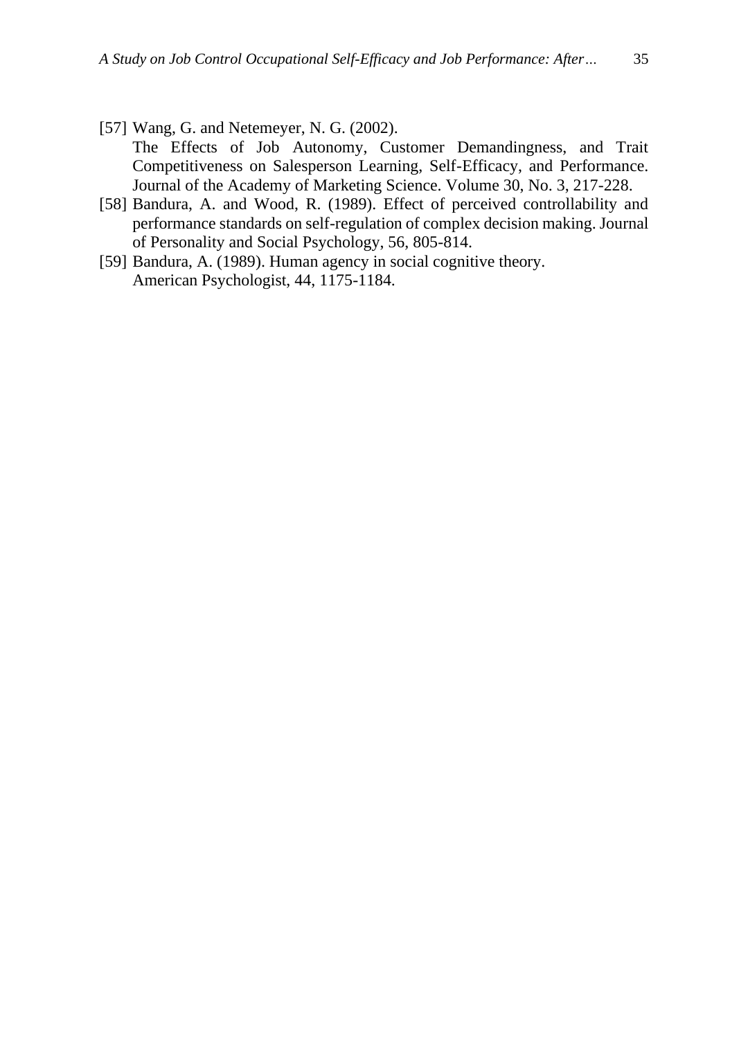[57] Wang, G. and Netemeyer, N. G. (2002).
The Effects of Job Autonomy, Customer Demandingness, and Trait Competitiveness on Salesperson Learning, Self-Efficacy, and Performance. Journal of the Academy of Marketing Science. Volume 30, No. 3, 217-228.

[58] Bandura, A. and Wood, R. (1989). Effect of perceived controllability and performance standards on self-regulation of complex decision making. Journal of Personality and Social Psychology, 56, 805-814.

[59] Bandura, A. (1989). Human agency in social cognitive theory.
American Psychologist, 44, 1175-1184.